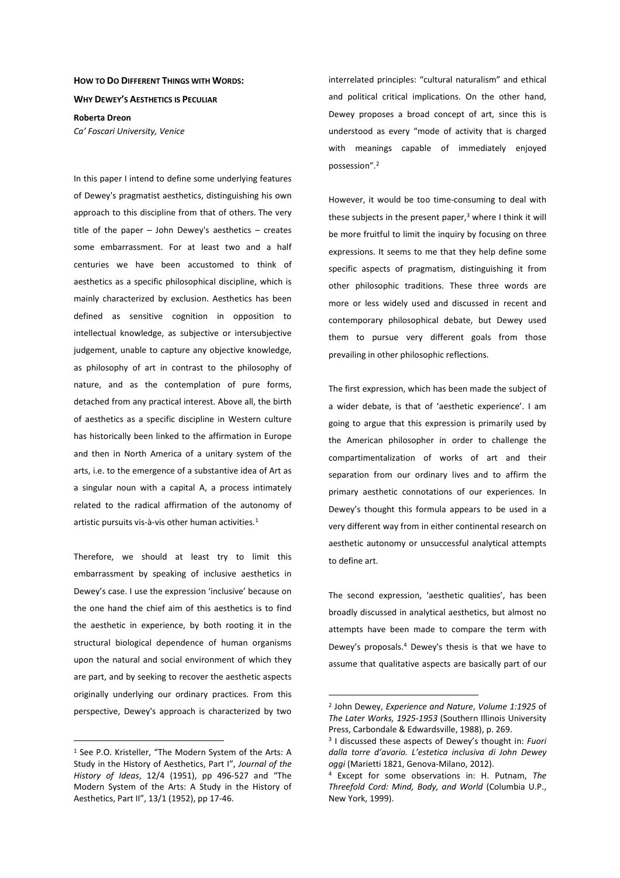# HOW TO DO DIFFERENT THINGS WITH WORDS: WHY DEWEY'S AESTHETICS IS PECULIAR

**Roberta Dreon**
*Ca' Foscari University, Venice*

In this paper I intend to define some underlying features of Dewey's pragmatist aesthetics, distinguishing his own approach to this discipline from that of others. The very title of the paper – John Dewey's aesthetics – creates some embarrassment. For at least two and a half centuries we have been accustomed to think of aesthetics as a specific philosophical discipline, which is mainly characterized by exclusion. Aesthetics has been defined as sensitive cognition in opposition to intellectual knowledge, as subjective or intersubjective judgement, unable to capture any objective knowledge, as philosophy of art in contrast to the philosophy of nature, and as the contemplation of pure forms, detached from any practical interest. Above all, the birth of aesthetics as a specific discipline in Western culture has historically been linked to the affirmation in Europe and then in North America of a unitary system of the arts, i.e. to the emergence of a substantive idea of Art as a singular noun with a capital A, a process intimately related to the radical affirmation of the autonomy of artistic pursuits vis-à-vis other human activities.[1]

Therefore, we should at least try to limit this embarrassment by speaking of inclusive aesthetics in Dewey's case. I use the expression 'inclusive' because on the one hand the chief aim of this aesthetics is to find the aesthetic in experience, by both rooting it in the structural biological dependence of human organisms upon the natural and social environment of which they are part, and by seeking to recover the aesthetic aspects originally underlying our ordinary practices. From this perspective, Dewey's approach is characterized by two interrelated principles: "cultural naturalism" and ethical and political critical implications. On the other hand, Dewey proposes a broad concept of art, since this is understood as every "mode of activity that is charged with meanings capable of immediately enjoyed possession".[2]

However, it would be too time-consuming to deal with these subjects in the present paper,[3] where I think it will be more fruitful to limit the inquiry by focusing on three expressions. It seems to me that they help define some specific aspects of pragmatism, distinguishing it from other philosophic traditions. These three words are more or less widely used and discussed in recent and contemporary philosophical debate, but Dewey used them to pursue very different goals from those prevailing in other philosophic reflections.

The first expression, which has been made the subject of a wider debate, is that of 'aesthetic experience'. I am going to argue that this expression is primarily used by the American philosopher in order to challenge the compartimentalization of works of art and their separation from our ordinary lives and to affirm the primary aesthetic connotations of our experiences. In Dewey's thought this formula appears to be used in a very different way from in either continental research on aesthetic autonomy or unsuccessful analytical attempts to define art.

The second expression, 'aesthetic qualities', has been broadly discussed in analytical aesthetics, but almost no attempts have been made to compare the term with Dewey's proposals.[4] Dewey's thesis is that we have to assume that qualitative aspects are basically part of our

---

[1] See P.O. Kristeller, "The Modern System of the Arts: A Study in the History of Aesthetics, Part I", *Journal of the History of Ideas*, 12/4 (1951), pp 496-527 and "The Modern System of the Arts: A Study in the History of Aesthetics, Part II", 13/1 (1952), pp 17-46.

[2] John Dewey, *Experience and Nature*, *Volume 1:1925* of *The Later Works, 1925-1953* (Southern Illinois University Press, Carbondale & Edwardsville, 1988), p. 269.

[3] I discussed these aspects of Dewey's thought in: *Fuori dalla torre d'avorio. L'estetica inclusiva di John Dewey oggi* (Marietti 1821, Genova-Milano, 2012).

[4] Except for some observations in: H. Putnam, *The Threefold Cord: Mind, Body, and World* (Columbia U.P., New York, 1999).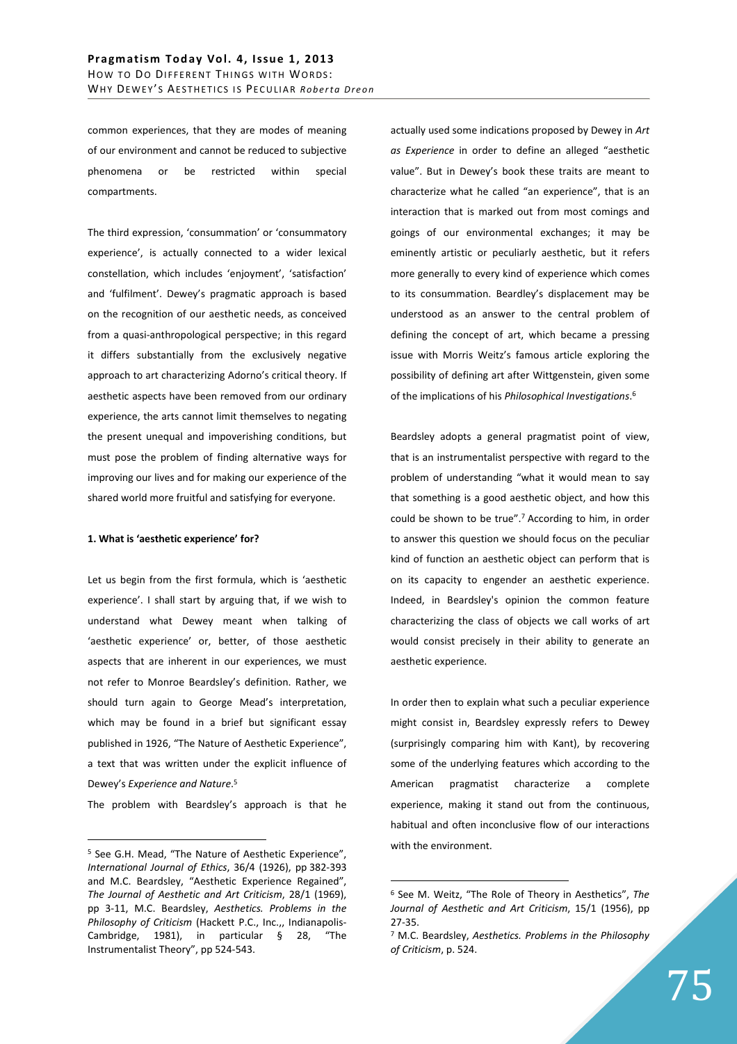common experiences, that they are modes of meaning of our environment and cannot be reduced to subjective phenomena or be restricted within special compartments.

The third expression, 'consummation' or 'consummatory experience', is actually connected to a wider lexical constellation, which includes 'enjoyment', 'satisfaction' and 'fulfilment'. Dewey's pragmatic approach is based on the recognition of our aesthetic needs, as conceived from a quasi-anthropological perspective; in this regard it differs substantially from the exclusively negative approach to art characterizing Adorno's critical theory. If aesthetic aspects have been removed from our ordinary experience, the arts cannot limit themselves to negating the present unequal and impoverishing conditions, but must pose the problem of finding alternative ways for improving our lives and for making our experience of the shared world more fruitful and satisfying for everyone.

### 1. What is 'aesthetic experience' for?

Let us begin from the first formula, which is 'aesthetic experience'. I shall start by arguing that, if we wish to understand what Dewey meant when talking of 'aesthetic experience' or, better, of those aesthetic aspects that are inherent in our experiences, we must not refer to Monroe Beardsley's definition. Rather, we should turn again to George Mead's interpretation, which may be found in a brief but significant essay published in 1926, "The Nature of Aesthetic Experience", a text that was written under the explicit influence of Dewey's *Experience and Nature*.[5]

The problem with Beardsley's approach is that he actually used some indications proposed by Dewey in *Art as Experience* in order to define an alleged "aesthetic value". But in Dewey's book these traits are meant to characterize what he called "an experience", that is an interaction that is marked out from most comings and goings of our environmental exchanges; it may be eminently artistic or peculiarly aesthetic, but it refers more generally to every kind of experience which comes to its consummation. Beardley's displacement may be understood as an answer to the central problem of defining the concept of art, which became a pressing issue with Morris Weitz's famous article exploring the possibility of defining art after Wittgenstein, given some of the implications of his *Philosophical Investigations*.[6]

Beardsley adopts a general pragmatist point of view, that is an instrumentalist perspective with regard to the problem of understanding "what it would mean to say that something is a good aesthetic object, and how this could be shown to be true".[7] According to him, in order to answer this question we should focus on the peculiar kind of function an aesthetic object can perform that is on its capacity to engender an aesthetic experience. Indeed, in Beardsley's opinion the common feature characterizing the class of objects we call works of art would consist precisely in their ability to generate an aesthetic experience.

In order then to explain what such a peculiar experience might consist in, Beardsley expressly refers to Dewey (surprisingly comparing him with Kant), by recovering some of the underlying features which according to the American pragmatist characterize a complete experience, making it stand out from the continuous, habitual and often inconclusive flow of our interactions with the environment.

---

[5] See G.H. Mead, "The Nature of Aesthetic Experience", *International Journal of Ethics*, 36/4 (1926), pp 382-393 and M.C. Beardsley, "Aesthetic Experience Regained", *The Journal of Aesthetic and Art Criticism*, 28/1 (1969), pp 3-11, M.C. Beardsley, *Aesthetics. Problems in the Philosophy of Criticism* (Hackett P.C., Inc.,, Indianapolis-Cambridge, 1981), in particular § 28, "The Instrumentalist Theory", pp 524-543.

[6] See M. Weitz, "The Role of Theory in Aesthetics", *The Journal of Aesthetic and Art Criticism*, 15/1 (1956), pp 27-35.

[7] M.C. Beardsley, *Aesthetics. Problems in the Philosophy of Criticism*, p. 524.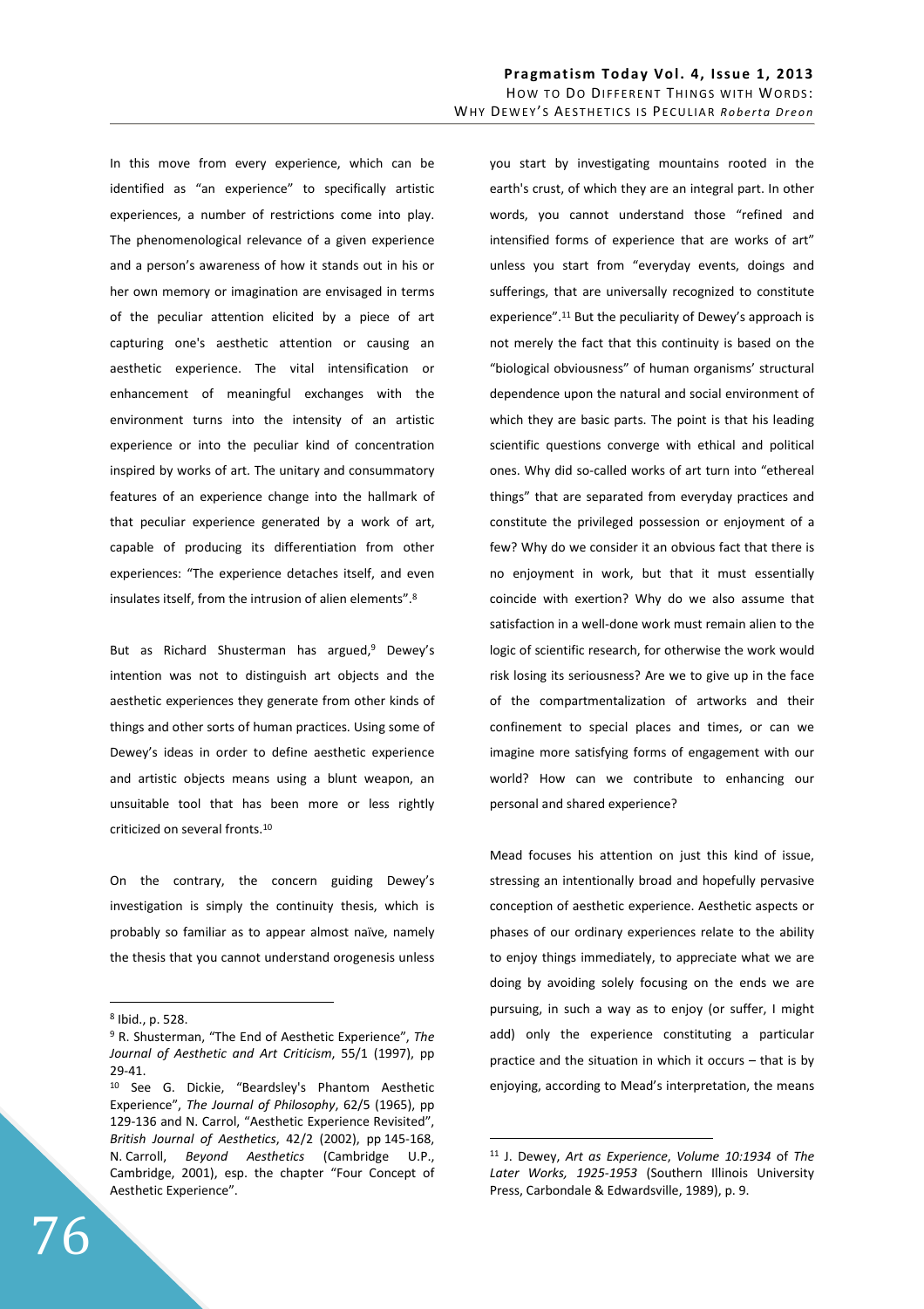In this move from every experience, which can be identified as "an experience" to specifically artistic experiences, a number of restrictions come into play. The phenomenological relevance of a given experience and a person's awareness of how it stands out in his or her own memory or imagination are envisaged in terms of the peculiar attention elicited by a piece of art capturing one's aesthetic attention or causing an aesthetic experience. The vital intensification or enhancement of meaningful exchanges with the environment turns into the intensity of an artistic experience or into the peculiar kind of concentration inspired by works of art. The unitary and consummatory features of an experience change into the hallmark of that peculiar experience generated by a work of art, capable of producing its differentiation from other experiences: "The experience detaches itself, and even insulates itself, from the intrusion of alien elements".[8]

But as Richard Shusterman has argued,[9] Dewey's intention was not to distinguish art objects and the aesthetic experiences they generate from other kinds of things and other sorts of human practices. Using some of Dewey's ideas in order to define aesthetic experience and artistic objects means using a blunt weapon, an unsuitable tool that has been more or less rightly criticized on several fronts.[10]

On the contrary, the concern guiding Dewey's investigation is simply the continuity thesis, which is probably so familiar as to appear almost naïve, namely the thesis that you cannot understand orogenesis unless you start by investigating mountains rooted in the earth's crust, of which they are an integral part. In other words, you cannot understand those "refined and intensified forms of experience that are works of art" unless you start from "everyday events, doings and sufferings, that are universally recognized to constitute experience".[11] But the peculiarity of Dewey's approach is not merely the fact that this continuity is based on the "biological obviousness" of human organisms' structural dependence upon the natural and social environment of which they are basic parts. The point is that his leading scientific questions converge with ethical and political ones. Why did so-called works of art turn into "ethereal things" that are separated from everyday practices and constitute the privileged possession or enjoyment of a few? Why do we consider it an obvious fact that there is no enjoyment in work, but that it must essentially coincide with exertion? Why do we also assume that satisfaction in a well-done work must remain alien to the logic of scientific research, for otherwise the work would risk losing its seriousness? Are we to give up in the face of the compartmentalization of artworks and their confinement to special places and times, or can we imagine more satisfying forms of engagement with our world? How can we contribute to enhancing our personal and shared experience?

Mead focuses his attention on just this kind of issue, stressing an intentionally broad and hopefully pervasive conception of aesthetic experience. Aesthetic aspects or phases of our ordinary experiences relate to the ability to enjoy things immediately, to appreciate what we are doing by avoiding solely focusing on the ends we are pursuing, in such a way as to enjoy (or suffer, I might add) only the experience constituting a particular practice and the situation in which it occurs – that is by enjoying, according to Mead's interpretation, the means

---

[8] Ibid., p. 528.

[9] R. Shusterman, "The End of Aesthetic Experience", *The Journal of Aesthetic and Art Criticism*, 55/1 (1997), pp 29-41.

[10] See G. Dickie, "Beardsley's Phantom Aesthetic Experience", *The Journal of Philosophy*, 62/5 (1965), pp 129-136 and N. Carrol, "Aesthetic Experience Revisited", *British Journal of Aesthetics*, 42/2 (2002), pp 145-168, N. Carroll, *Beyond Aesthetics* (Cambridge U.P., Cambridge, 2001), esp. the chapter "Four Concept of Aesthetic Experience".

[11] J. Dewey, *Art as Experience*, *Volume 10:1934* of *The Later Works, 1925-1953* (Southern Illinois University Press, Carbondale & Edwardsville, 1989), p. 9.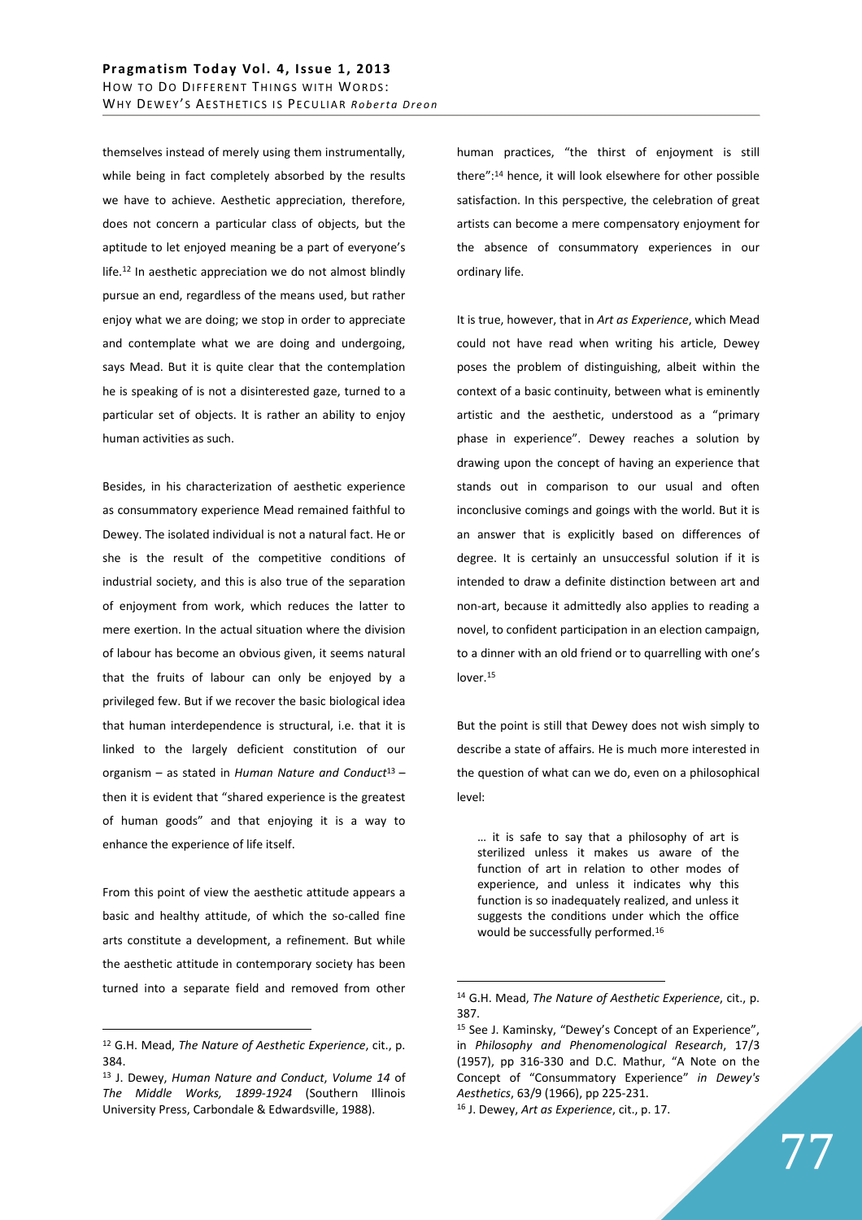themselves instead of merely using them instrumentally, while being in fact completely absorbed by the results we have to achieve. Aesthetic appreciation, therefore, does not concern a particular class of objects, but the aptitude to let enjoyed meaning be a part of everyone's life.[12] In aesthetic appreciation we do not almost blindly pursue an end, regardless of the means used, but rather enjoy what we are doing; we stop in order to appreciate and contemplate what we are doing and undergoing, says Mead. But it is quite clear that the contemplation he is speaking of is not a disinterested gaze, turned to a particular set of objects. It is rather an ability to enjoy human activities as such.

Besides, in his characterization of aesthetic experience as consummatory experience Mead remained faithful to Dewey. The isolated individual is not a natural fact. He or she is the result of the competitive conditions of industrial society, and this is also true of the separation of enjoyment from work, which reduces the latter to mere exertion. In the actual situation where the division of labour has become an obvious given, it seems natural that the fruits of labour can only be enjoyed by a privileged few. But if we recover the basic biological idea that human interdependence is structural, i.e. that it is linked to the largely deficient constitution of our organism – as stated in *Human Nature and Conduct*[13] – then it is evident that "shared experience is the greatest of human goods" and that enjoying it is a way to enhance the experience of life itself.

From this point of view the aesthetic attitude appears a basic and healthy attitude, of which the so-called fine arts constitute a development, a refinement. But while the aesthetic attitude in contemporary society has been turned into a separate field and removed from other human practices, "the thirst of enjoyment is still there":[14] hence, it will look elsewhere for other possible satisfaction. In this perspective, the celebration of great artists can become a mere compensatory enjoyment for the absence of consummatory experiences in our ordinary life.

It is true, however, that in *Art as Experience*, which Mead could not have read when writing his article, Dewey poses the problem of distinguishing, albeit within the context of a basic continuity, between what is eminently artistic and the aesthetic, understood as a "primary phase in experience". Dewey reaches a solution by drawing upon the concept of having an experience that stands out in comparison to our usual and often inconclusive comings and goings with the world. But it is an answer that is explicitly based on differences of degree. It is certainly an unsuccessful solution if it is intended to draw a definite distinction between art and non-art, because it admittedly also applies to reading a novel, to confident participation in an election campaign, to a dinner with an old friend or to quarrelling with one's lover.[15]

But the point is still that Dewey does not wish simply to describe a state of affairs. He is much more interested in the question of what can we do, even on a philosophical level:

> … it is safe to say that a philosophy of art is sterilized unless it makes us aware of the function of art in relation to other modes of experience, and unless it indicates why this function is so inadequately realized, and unless it suggests the conditions under which the office would be successfully performed.[16]

---

[12] G.H. Mead, *The Nature of Aesthetic Experience*, cit., p. 384.

[13] J. Dewey, *Human Nature and Conduct*, *Volume 14* of *The Middle Works, 1899-1924* (Southern Illinois University Press, Carbondale & Edwardsville, 1988).

[14] G.H. Mead, *The Nature of Aesthetic Experience*, cit., p. 387.

[15] See J. Kaminsky, "Dewey's Concept of an Experience", in *Philosophy and Phenomenological Research*, 17/3 (1957), pp 316-330 and D.C. Mathur, "A Note on the Concept of "Consummatory Experience" *in Dewey's Aesthetics*, 63/9 (1966), pp 225-231.

[16] J. Dewey, *Art as Experience*, cit., p. 17.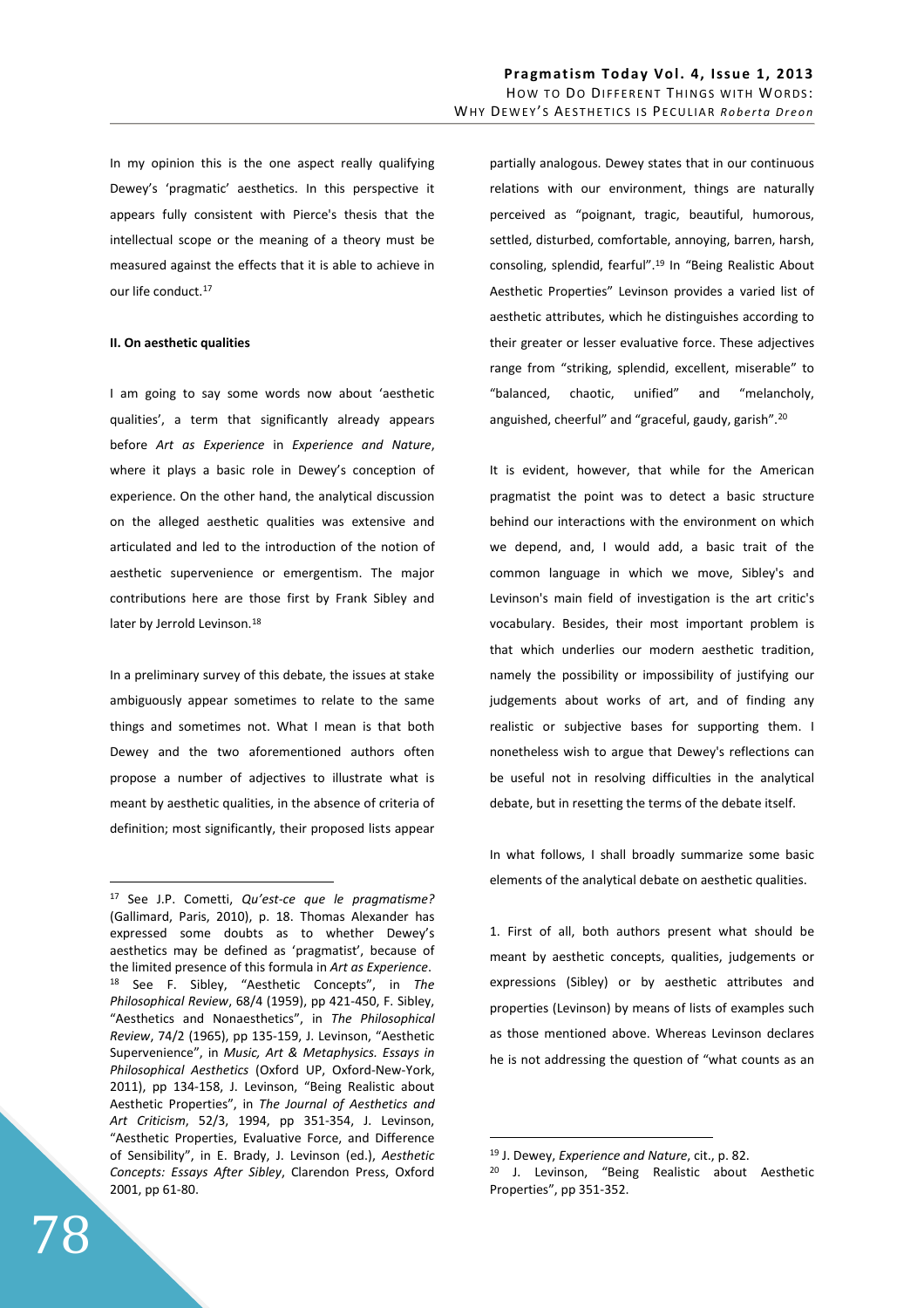In my opinion this is the one aspect really qualifying Dewey's 'pragmatic' aesthetics. In this perspective it appears fully consistent with Pierce's thesis that the intellectual scope or the meaning of a theory must be measured against the effects that it is able to achieve in our life conduct.[17]

**II. On aesthetic qualities**

I am going to say some words now about 'aesthetic qualities', a term that significantly already appears before *Art as Experience* in *Experience and Nature*, where it plays a basic role in Dewey's conception of experience. On the other hand, the analytical discussion on the alleged aesthetic qualities was extensive and articulated and led to the introduction of the notion of aesthetic supervenience or emergentism. The major contributions here are those first by Frank Sibley and later by Jerrold Levinson.[18]

In a preliminary survey of this debate, the issues at stake ambiguously appear sometimes to relate to the same things and sometimes not. What I mean is that both Dewey and the two aforementioned authors often propose a number of adjectives to illustrate what is meant by aesthetic qualities, in the absence of criteria of definition; most significantly, their proposed lists appear partially analogous. Dewey states that in our continuous relations with our environment, things are naturally perceived as "poignant, tragic, beautiful, humorous, settled, disturbed, comfortable, annoying, barren, harsh, consoling, splendid, fearful".[19] In "Being Realistic About Aesthetic Properties" Levinson provides a varied list of aesthetic attributes, which he distinguishes according to their greater or lesser evaluative force. These adjectives range from "striking, splendid, excellent, miserable" to "balanced, chaotic, unified" and "melancholy, anguished, cheerful" and "graceful, gaudy, garish".[20]

It is evident, however, that while for the American pragmatist the point was to detect a basic structure behind our interactions with the environment on which we depend, and, I would add, a basic trait of the common language in which we move, Sibley's and Levinson's main field of investigation is the art critic's vocabulary. Besides, their most important problem is that which underlies our modern aesthetic tradition, namely the possibility or impossibility of justifying our judgements about works of art, and of finding any realistic or subjective bases for supporting them. I nonetheless wish to argue that Dewey's reflections can be useful not in resolving difficulties in the analytical debate, but in resetting the terms of the debate itself.

In what follows, I shall broadly summarize some basic elements of the analytical debate on aesthetic qualities.

1. First of all, both authors present what should be meant by aesthetic concepts, qualities, judgements or expressions (Sibley) or by aesthetic attributes and properties (Levinson) by means of lists of examples such as those mentioned above. Whereas Levinson declares he is not addressing the question of "what counts as an

---

[17] See J.P. Cometti, *Qu'est-ce que le pragmatisme?* (Gallimard, Paris, 2010), p. 18. Thomas Alexander has expressed some doubts as to whether Dewey's aesthetics may be defined as 'pragmatist', because of the limited presence of this formula in *Art as Experience*.

[18] See F. Sibley, "Aesthetic Concepts", in *The Philosophical Review*, 68/4 (1959), pp 421-450, F. Sibley, "Aesthetics and Nonaesthetics", in *The Philosophical Review*, 74/2 (1965), pp 135-159, J. Levinson, "Aesthetic Supervenience", in *Music, Art & Metaphysics. Essays in Philosophical Aesthetics* (Oxford UP, Oxford-New-York, 2011), pp 134-158, J. Levinson, "Being Realistic about Aesthetic Properties", in *The Journal of Aesthetics and Art Criticism*, 52/3, 1994, pp 351-354, J. Levinson, "Aesthetic Properties, Evaluative Force, and Difference of Sensibility", in E. Brady, J. Levinson (ed.), *Aesthetic Concepts: Essays After Sibley*, Clarendon Press, Oxford 2001, pp 61-80.

[19] J. Dewey, *Experience and Nature*, cit., p. 82.

[20] J. Levinson, "Being Realistic about Aesthetic Properties", pp 351-352.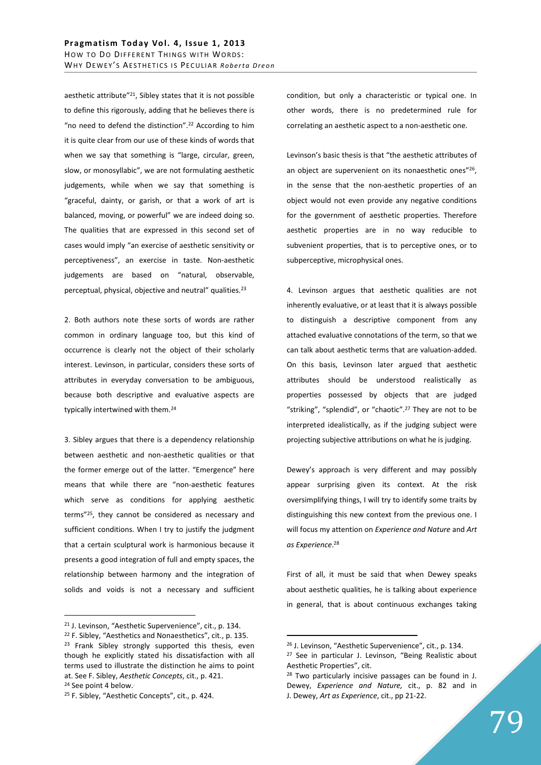aesthetic attribute"[21], Sibley states that it is not possible to define this rigorously, adding that he believes there is "no need to defend the distinction".[22] According to him it is quite clear from our use of these kinds of words that when we say that something is "large, circular, green, slow, or monosyllabic", we are not formulating aesthetic judgements, while when we say that something is "graceful, dainty, or garish, or that a work of art is balanced, moving, or powerful" we are indeed doing so. The qualities that are expressed in this second set of cases would imply "an exercise of aesthetic sensitivity or perceptiveness", an exercise in taste. Non-aesthetic judgements are based on "natural, observable, perceptual, physical, objective and neutral" qualities.[23]

2. Both authors note these sorts of words are rather common in ordinary language too, but this kind of occurrence is clearly not the object of their scholarly interest. Levinson, in particular, considers these sorts of attributes in everyday conversation to be ambiguous, because both descriptive and evaluative aspects are typically intertwined with them.[24]

3. Sibley argues that there is a dependency relationship between aesthetic and non-aesthetic qualities or that the former emerge out of the latter. "Emergence" here means that while there are "non-aesthetic features which serve as conditions for applying aesthetic terms"[25], they cannot be considered as necessary and sufficient conditions. When I try to justify the judgment that a certain sculptural work is harmonious because it presents a good integration of full and empty spaces, the relationship between harmony and the integration of solids and voids is not a necessary and sufficient condition, but only a characteristic or typical one. In other words, there is no predetermined rule for correlating an aesthetic aspect to a non-aesthetic one.

Levinson's basic thesis is that "the aesthetic attributes of an object are supervenient on its nonaesthetic ones"[26], in the sense that the non-aesthetic properties of an object would not even provide any negative conditions for the government of aesthetic properties. Therefore aesthetic properties are in no way reducible to subvenient properties, that is to perceptive ones, or to subperceptive, microphysical ones.

4. Levinson argues that aesthetic qualities are not inherently evaluative, or at least that it is always possible to distinguish a descriptive component from any attached evaluative connotations of the term, so that we can talk about aesthetic terms that are valuation-added. On this basis, Levinson later argued that aesthetic attributes should be understood realistically as properties possessed by objects that are judged "striking", "splendid", or "chaotic".[27] They are not to be interpreted idealistically, as if the judging subject were projecting subjective attributions on what he is judging.

Dewey's approach is very different and may possibly appear surprising given its context. At the risk oversimplifying things, I will try to identify some traits by distinguishing this new context from the previous one. I will focus my attention on *Experience and Nature* and *Art as Experience*.[28]

First of all, it must be said that when Dewey speaks about aesthetic qualities, he is talking about experience in general, that is about continuous exchanges taking

---

[21] J. Levinson, "Aesthetic Supervenience", cit., p. 134.

[22] F. Sibley, "Aesthetics and Nonaesthetics", cit., p. 135.

[23] Frank Sibley strongly supported this thesis, even though he explicitly stated his dissatisfaction with all terms used to illustrate the distinction he aims to point at. See F. Sibley, *Aesthetic Concepts*, cit., p. 421.

[24] See point 4 below.

[25] F. Sibley, "Aesthetic Concepts", cit., p. 424.

[26] J. Levinson, "Aesthetic Supervenience", cit., p. 134.

[27] See in particular J. Levinson, "Being Realistic about Aesthetic Properties", cit.

[28] Two particularly incisive passages can be found in J. Dewey, *Experience and Nature,* cit., p. 82 and in J. Dewey, *Art as Experience*, cit., pp 21-22.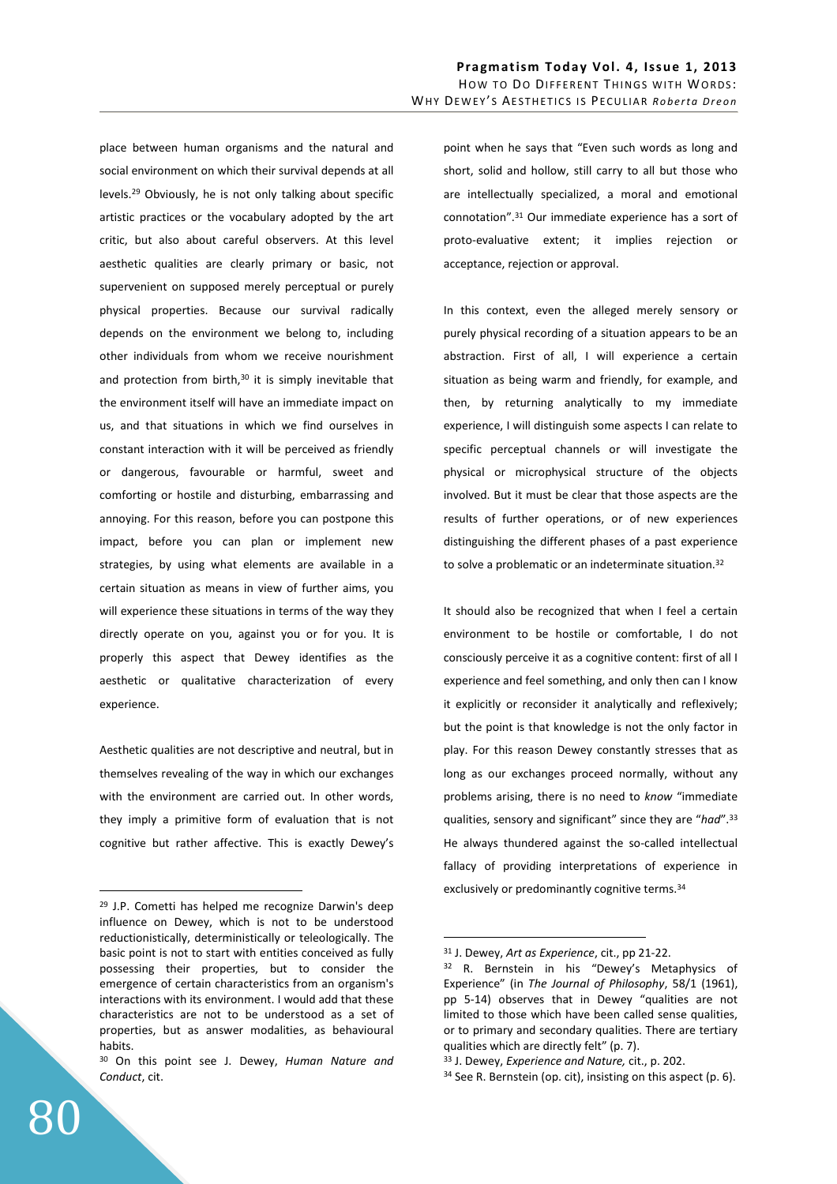place between human organisms and the natural and social environment on which their survival depends at all levels.[29] Obviously, he is not only talking about specific artistic practices or the vocabulary adopted by the art critic, but also about careful observers. At this level aesthetic qualities are clearly primary or basic, not supervenient on supposed merely perceptual or purely physical properties. Because our survival radically depends on the environment we belong to, including other individuals from whom we receive nourishment and protection from birth,[30] it is simply inevitable that the environment itself will have an immediate impact on us, and that situations in which we find ourselves in constant interaction with it will be perceived as friendly or dangerous, favourable or harmful, sweet and comforting or hostile and disturbing, embarrassing and annoying. For this reason, before you can postpone this impact, before you can plan or implement new strategies, by using what elements are available in a certain situation as means in view of further aims, you will experience these situations in terms of the way they directly operate on you, against you or for you. It is properly this aspect that Dewey identifies as the aesthetic or qualitative characterization of every experience.

Aesthetic qualities are not descriptive and neutral, but in themselves revealing of the way in which our exchanges with the environment are carried out. In other words, they imply a primitive form of evaluation that is not cognitive but rather affective. This is exactly Dewey's point when he says that "Even such words as long and short, solid and hollow, still carry to all but those who are intellectually specialized, a moral and emotional connotation".[31] Our immediate experience has a sort of proto-evaluative extent; it implies rejection or acceptance, rejection or approval.

In this context, even the alleged merely sensory or purely physical recording of a situation appears to be an abstraction. First of all, I will experience a certain situation as being warm and friendly, for example, and then, by returning analytically to my immediate experience, I will distinguish some aspects I can relate to specific perceptual channels or will investigate the physical or microphysical structure of the objects involved. But it must be clear that those aspects are the results of further operations, or of new experiences distinguishing the different phases of a past experience to solve a problematic or an indeterminate situation.[32]

It should also be recognized that when I feel a certain environment to be hostile or comfortable, I do not consciously perceive it as a cognitive content: first of all I experience and feel something, and only then can I know it explicitly or reconsider it analytically and reflexively; but the point is that knowledge is not the only factor in play. For this reason Dewey constantly stresses that as long as our exchanges proceed normally, without any problems arising, there is no need to *know* "immediate qualities, sensory and significant" since they are "*had*".[33] He always thundered against the so-called intellectual fallacy of providing interpretations of experience in exclusively or predominantly cognitive terms.[34]

---

[29] J.P. Cometti has helped me recognize Darwin's deep influence on Dewey, which is not to be understood reductionistically, deterministically or teleologically. The basic point is not to start with entities conceived as fully possessing their properties, but to consider the emergence of certain characteristics from an organism's interactions with its environment. I would add that these characteristics are not to be understood as a set of properties, but as answer modalities, as behavioural habits.

[30] On this point see J. Dewey, *Human Nature and Conduct*, cit.

[31] J. Dewey, *Art as Experience*, cit., pp 21-22.

[32] R. Bernstein in his "Dewey's Metaphysics of Experience" (in *The Journal of Philosophy*, 58/1 (1961), pp 5-14) observes that in Dewey "qualities are not limited to those which have been called sense qualities, or to primary and secondary qualities. There are tertiary qualities which are directly felt" (p. 7).

[33] J. Dewey, *Experience and Nature,* cit., p. 202.

[34] See R. Bernstein (op. cit), insisting on this aspect (p. 6).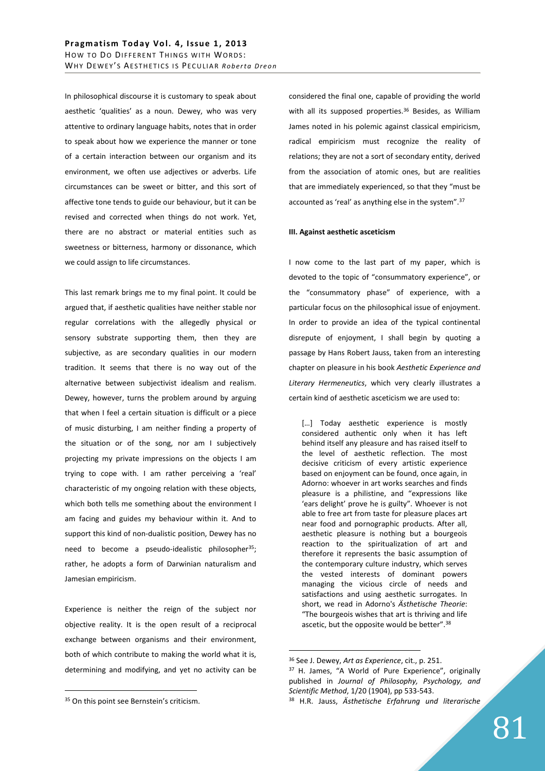In philosophical discourse it is customary to speak about aesthetic 'qualities' as a noun. Dewey, who was very attentive to ordinary language habits, notes that in order to speak about how we experience the manner or tone of a certain interaction between our organism and its environment, we often use adjectives or adverbs. Life circumstances can be sweet or bitter, and this sort of affective tone tends to guide our behaviour, but it can be revised and corrected when things do not work. Yet, there are no abstract or material entities such as sweetness or bitterness, harmony or dissonance, which we could assign to life circumstances.

This last remark brings me to my final point. It could be argued that, if aesthetic qualities have neither stable nor regular correlations with the allegedly physical or sensory substrate supporting them, then they are subjective, as are secondary qualities in our modern tradition. It seems that there is no way out of the alternative between subjectivist idealism and realism. Dewey, however, turns the problem around by arguing that when I feel a certain situation is difficult or a piece of music disturbing, I am neither finding a property of the situation or of the song, nor am I subjectively projecting my private impressions on the objects I am trying to cope with. I am rather perceiving a 'real' characteristic of my ongoing relation with these objects, which both tells me something about the environment I am facing and guides my behaviour within it. And to support this kind of non-dualistic position, Dewey has no need to become a pseudo-idealistic philosopher[35]; rather, he adopts a form of Darwinian naturalism and Jamesian empiricism.

Experience is neither the reign of the subject nor objective reality. It is the open result of a reciprocal exchange between organisms and their environment, both of which contribute to making the world what it is, determining and modifying, and yet no activity can be considered the final one, capable of providing the world with all its supposed properties.[36] Besides, as William James noted in his polemic against classical empiricism, radical empiricism must recognize the reality of relations; they are not a sort of secondary entity, derived from the association of atomic ones, but are realities that are immediately experienced, so that they "must be accounted as 'real' as anything else in the system".[37]

### III. Against aesthetic asceticism

I now come to the last part of my paper, which is devoted to the topic of "consummatory experience", or the "consummatory phase" of experience, with a particular focus on the philosophical issue of enjoyment. In order to provide an idea of the typical continental disrepute of enjoyment, I shall begin by quoting a passage by Hans Robert Jauss, taken from an interesting chapter on pleasure in his book *Aesthetic Experience and Literary Hermeneutics*, which very clearly illustrates a certain kind of aesthetic asceticism we are used to:

> […] Today aesthetic experience is mostly considered authentic only when it has left behind itself any pleasure and has raised itself to the level of aesthetic reflection. The most decisive criticism of every artistic experience based on enjoyment can be found, once again, in Adorno: whoever in art works searches and finds pleasure is a philistine, and "expressions like 'ears delight' prove he is guilty". Whoever is not able to free art from taste for pleasure places art near food and pornographic products. After all, aesthetic pleasure is nothing but a bourgeois reaction to the spiritualization of art and therefore it represents the basic assumption of the contemporary culture industry, which serves the vested interests of dominant powers managing the vicious circle of needs and satisfactions and using aesthetic surrogates. In short, we read in Adorno's *Ästhetische Theorie*: "The bourgeois wishes that art is thriving and life ascetic, but the opposite would be better".[38]

---

[35] On this point see Bernstein's criticism.

[36] See J. Dewey, *Art as Experience*, cit., p. 251.

[37] H. James, "A World of Pure Experience", originally published in *Journal of Philosophy, Psychology, and Scientific Method*, 1/20 (1904), pp 533-543.

[38] H.R. Jauss, *Ästhetische Erfahrung und literarische*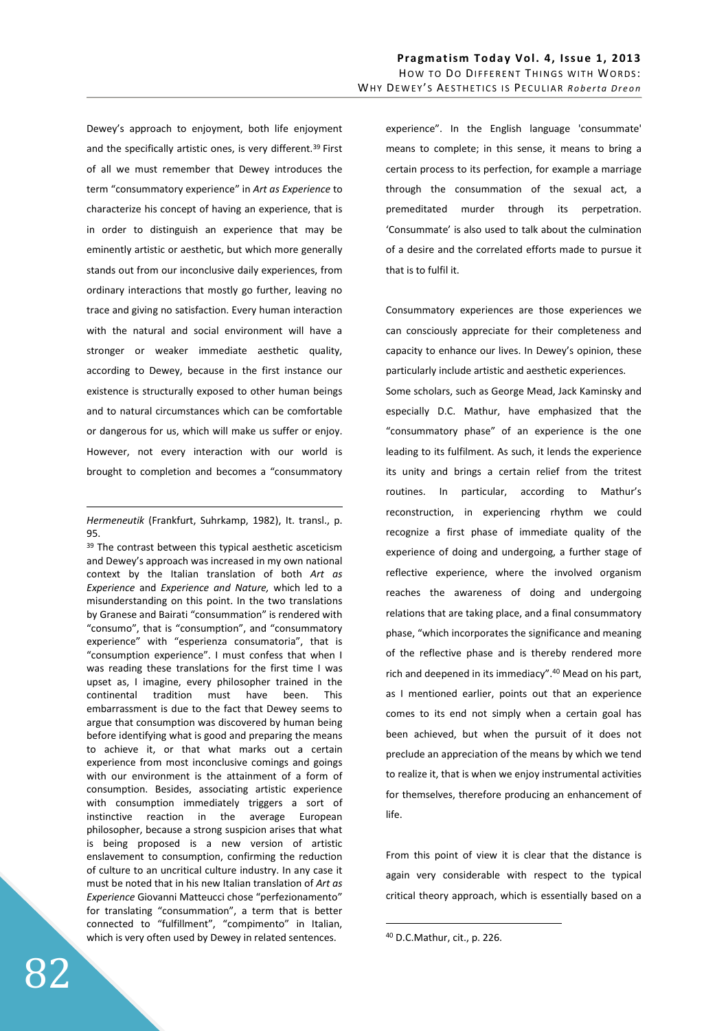Dewey's approach to enjoyment, both life enjoyment and the specifically artistic ones, is very different.[39] First of all we must remember that Dewey introduces the term "consummatory experience" in *Art as Experience* to characterize his concept of having an experience, that is in order to distinguish an experience that may be eminently artistic or aesthetic, but which more generally stands out from our inconclusive daily experiences, from ordinary interactions that mostly go further, leaving no trace and giving no satisfaction. Every human interaction with the natural and social environment will have a stronger or weaker immediate aesthetic quality, according to Dewey, because in the first instance our existence is structurally exposed to other human beings and to natural circumstances which can be comfortable or dangerous for us, which will make us suffer or enjoy. However, not every interaction with our world is brought to completion and becomes a "consummatory experience". In the English language 'consummate' means to complete; in this sense, it means to bring a certain process to its perfection, for example a marriage through the consummation of the sexual act, a premeditated murder through its perpetration. 'Consummate' is also used to talk about the culmination of a desire and the correlated efforts made to pursue it that is to fulfil it.

Consummatory experiences are those experiences we can consciously appreciate for their completeness and capacity to enhance our lives. In Dewey's opinion, these particularly include artistic and aesthetic experiences. Some scholars, such as George Mead, Jack Kaminsky and especially D.C. Mathur, have emphasized that the "consummatory phase" of an experience is the one leading to its fulfilment. As such, it lends the experience its unity and brings a certain relief from the tritest routines. In particular, according to Mathur's reconstruction, in experiencing rhythm we could recognize a first phase of immediate quality of the experience of doing and undergoing, a further stage of reflective experience, where the involved organism reaches the awareness of doing and undergoing relations that are taking place, and a final consummatory phase, "which incorporates the significance and meaning of the reflective phase and is thereby rendered more rich and deepened in its immediacy".[40] Mead on his part, as I mentioned earlier, points out that an experience comes to its end not simply when a certain goal has been achieved, but when the pursuit of it does not preclude an appreciation of the means by which we tend to realize it, that is when we enjoy instrumental activities for themselves, therefore producing an enhancement of life.

From this point of view it is clear that the distance is again very considerable with respect to the typical critical theory approach, which is essentially based on a

---

*Hermeneutik* (Frankfurt, Suhrkamp, 1982), It. transl., p. 95.

[39] The contrast between this typical aesthetic asceticism and Dewey's approach was increased in my own national context by the Italian translation of both *Art as Experience* and *Experience and Nature,* which led to a misunderstanding on this point. In the two translations by Granese and Bairati "consummation" is rendered with "consumo", that is "consumption", and "consummatory experience" with "esperienza consumatoria", that is "consumption experience". I must confess that when I was reading these translations for the first time I was upset as, I imagine, every philosopher trained in the continental tradition must have been. This embarrassment is due to the fact that Dewey seems to argue that consumption was discovered by human being before identifying what is good and preparing the means to achieve it, or that what marks out a certain experience from most inconclusive comings and goings with our environment is the attainment of a form of consumption. Besides, associating artistic experience with consumption immediately triggers a sort of instinctive reaction in the average European philosopher, because a strong suspicion arises that what is being proposed is a new version of artistic enslavement to consumption, confirming the reduction of culture to an uncritical culture industry. In any case it must be noted that in his new Italian translation of *Art as Experience* Giovanni Matteucci chose "perfezionamento" for translating "consummation", a term that is better connected to "fulfillment", "compimento" in Italian, which is very often used by Dewey in related sentences.

[40] D.C.Mathur, cit., p. 226.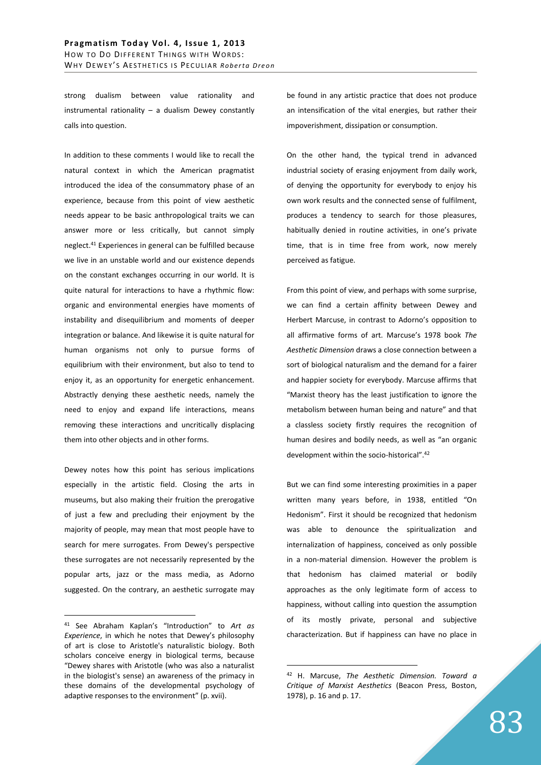strong dualism between value rationality and instrumental rationality – a dualism Dewey constantly calls into question.

In addition to these comments I would like to recall the natural context in which the American pragmatist introduced the idea of the consummatory phase of an experience, because from this point of view aesthetic needs appear to be basic anthropological traits we can answer more or less critically, but cannot simply neglect.[41] Experiences in general can be fulfilled because we live in an unstable world and our existence depends on the constant exchanges occurring in our world. It is quite natural for interactions to have a rhythmic flow: organic and environmental energies have moments of instability and disequilibrium and moments of deeper integration or balance. And likewise it is quite natural for human organisms not only to pursue forms of equilibrium with their environment, but also to tend to enjoy it, as an opportunity for energetic enhancement. Abstractly denying these aesthetic needs, namely the need to enjoy and expand life interactions, means removing these interactions and uncritically displacing them into other objects and in other forms.

Dewey notes how this point has serious implications especially in the artistic field. Closing the arts in museums, but also making their fruition the prerogative of just a few and precluding their enjoyment by the majority of people, may mean that most people have to search for mere surrogates. From Dewey's perspective these surrogates are not necessarily represented by the popular arts, jazz or the mass media, as Adorno suggested. On the contrary, an aesthetic surrogate may be found in any artistic practice that does not produce an intensification of the vital energies, but rather their impoverishment, dissipation or consumption.

On the other hand, the typical trend in advanced industrial society of erasing enjoyment from daily work, of denying the opportunity for everybody to enjoy his own work results and the connected sense of fulfilment, produces a tendency to search for those pleasures, habitually denied in routine activities, in one's private time, that is in time free from work, now merely perceived as fatigue.

From this point of view, and perhaps with some surprise, we can find a certain affinity between Dewey and Herbert Marcuse, in contrast to Adorno's opposition to all affirmative forms of art. Marcuse's 1978 book *The Aesthetic Dimension* draws a close connection between a sort of biological naturalism and the demand for a fairer and happier society for everybody. Marcuse affirms that "Marxist theory has the least justification to ignore the metabolism between human being and nature" and that a classless society firstly requires the recognition of human desires and bodily needs, as well as "an organic development within the socio-historical".[42]

But we can find some interesting proximities in a paper written many years before, in 1938, entitled "On Hedonism". First it should be recognized that hedonism was able to denounce the spiritualization and internalization of happiness, conceived as only possible in a non-material dimension. However the problem is that hedonism has claimed material or bodily approaches as the only legitimate form of access to happiness, without calling into question the assumption of its mostly private, personal and subjective characterization. But if happiness can have no place in

---

[41] See Abraham Kaplan's "Introduction" to *Art as Experience*, in which he notes that Dewey's philosophy of art is close to Aristotle's naturalistic biology. Both scholars conceive energy in biological terms, because "Dewey shares with Aristotle (who was also a naturalist in the biologist's sense) an awareness of the primacy in these domains of the developmental psychology of adaptive responses to the environment" (p. xvii).

[42] H. Marcuse, *The Aesthetic Dimension. Toward a Critique of Marxist Aesthetics* (Beacon Press, Boston, 1978), p. 16 and p. 17.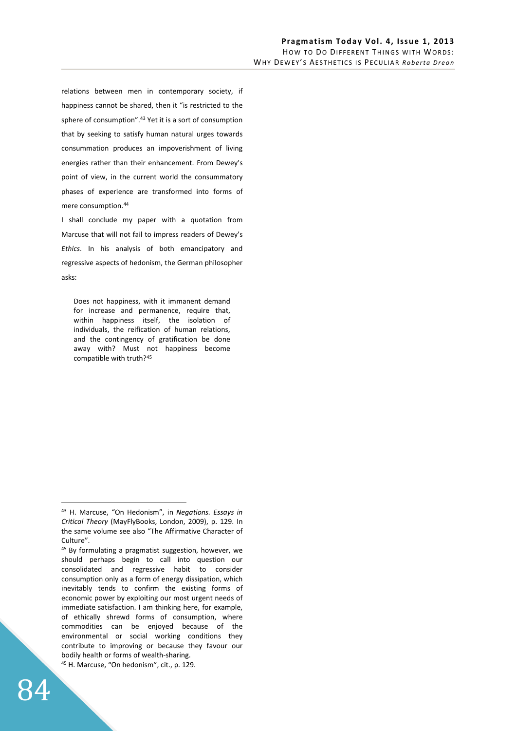relations between men in contemporary society, if happiness cannot be shared, then it "is restricted to the sphere of consumption".[43] Yet it is a sort of consumption that by seeking to satisfy human natural urges towards consummation produces an impoverishment of living energies rather than their enhancement. From Dewey's point of view, in the current world the consummatory phases of experience are transformed into forms of mere consumption.[44]

I shall conclude my paper with a quotation from Marcuse that will not fail to impress readers of Dewey's *Ethics*. In his analysis of both emancipatory and regressive aspects of hedonism, the German philosopher asks:

> Does not happiness, with it immanent demand for increase and permanence, require that, within happiness itself, the isolation of individuals, the reification of human relations, and the contingency of gratification be done away with? Must not happiness become compatible with truth?[45]

---

[43] H. Marcuse, "On Hedonism", in *Negations. Essays in Critical Theory* (MayFlyBooks, London, 2009), p. 129. In the same volume see also "The Affirmative Character of Culture".

[45] By formulating a pragmatist suggestion, however, we should perhaps begin to call into question our consolidated and regressive habit to consider consumption only as a form of energy dissipation, which inevitably tends to confirm the existing forms of economic power by exploiting our most urgent needs of immediate satisfaction. I am thinking here, for example, of ethically shrewd forms of consumption, where commodities can be enjoyed because of the environmental or social working conditions they contribute to improving or because they favour our bodily health or forms of wealth-sharing.

[45] H. Marcuse, "On hedonism", cit., p. 129.